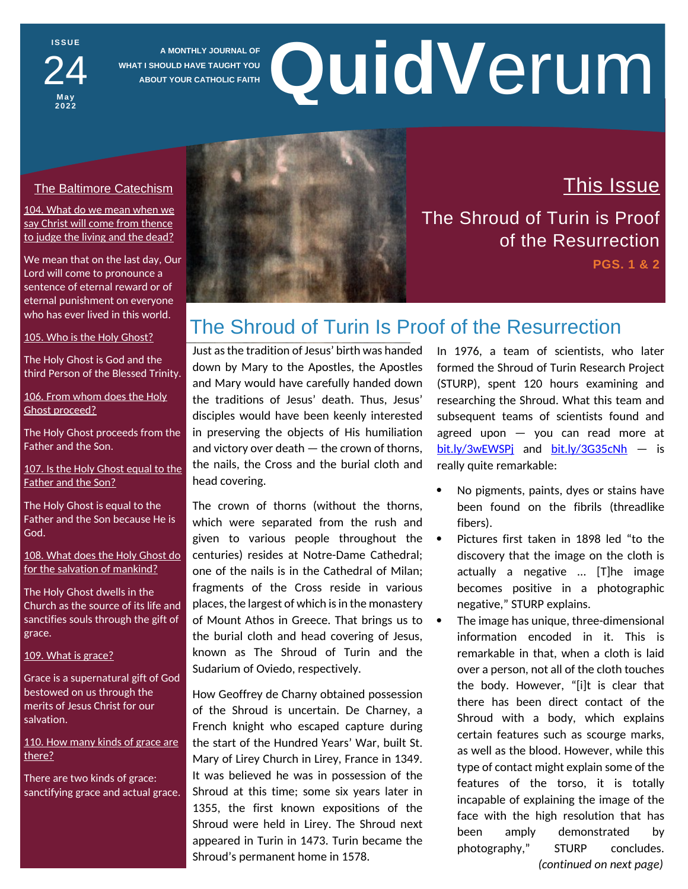ISSUE 24 May 2022

A MONTHLY JOURNAL OF WHAT I SHOULD HAVE TAUGHT YOU ABOUT YOUR CATHOLIC FAITH

# QuidVerum

## This Issue

The Shroud of Turin is Proof of the Resurrection

PGS. 1 & 2

## The Baltimore Catechism

104. What do we mean when we say Christ will come from thence to judge the living and the dead?

We mean that on the last day, Our Lord will come to pronounce a sentence of eternal reward or of eternal punishment on everyone who has ever lived in this world.

105. Who is the Holy Ghost?

The Holy Ghost is God and the third Person of the Blessed Trinity.

106. From whom does the Holy Ghost proceed?

The Holy Ghost proceeds from the Father and the Son.

107. Is the Holy Ghost equal to the Father and the Son?

The Holy Ghost is equal to the Father and the Son because He is God.

108. What does the Holy Ghost do for the salvation of mankind?

The Holy Ghost dwells in the Church as the source of its life and sanctifies souls through the gift of grace.

109. What is grace?

Grace is a supernatural gift of God bestowed on us through the merits of Jesus Christ for our salvation.

110. How many kinds of grace are there?

There are two kinds of grace: sanctifying grace and actual grace.

# The Shroud of Turin Is Proof of the Resurrection

Just as the tradition of Jesus' birth was handed down by Mary to the Apostles, the Apostles and Mary would have carefully handed down the traditions of Jesus' death. Thus, Jesus' disciples would have been keenly interested in preserving the objects of His humiliation and victory over death — the crown of thorns, the nails, the Cross and the burial cloth and head covering.

The crown of thorns (without the thorns, which were separated from the rush and given to various people throughout the centuries) resides at Notre-Dame Cathedral; one of the nails is in the Cathedral of Milan; fragments of the Cross reside in various places, the largest of which is in the monastery of Mount Athos in Greece. That brings us to the burial cloth and head covering of Jesus, known as The Shroud of Turin and the Sudarium of Oviedo, respectively.

How Geoffrey de Charny obtained possession of the Shroud is uncertain. De Charney, a French knight who escaped capture during the start of the Hundred Years' War, built St. Mary of Lirey Church in Lirey, France in 1349. It was believed he was in possession of the Shroud at this time; some six years later in 1355, the first known expositions of the Shroud were held in Lirey. The Shroud next appeared in Turin in 1473. Turin became the Shroud's permanent home in 1578.

In 1976, a team of scientists, who later formed the Shroud of Turin Research Project (STURP), spent 120 hours examining and researching the Shroud. What this team and subsequent teams of scientists found and agreed upon — you can read more at bit.ly/3wEWSPj and bit.ly/3G35cNh — is really quite remarkable:

- No pigments, paints, dyes or stains have been found on the fibrils (threadlike fibers).
- Pictures first taken in 1898 led "to the discovery that the image on the cloth is actually a negative … [T]he image becomes positive in a photographic negative," STURP explains.
- The image has unique, three-dimensional information encoded in it. This is remarkable in that, when a cloth is laid over a person, not all of the cloth touches the body. However, "[i]t is clear that there has been direct contact of the Shroud with a body, which explains certain features such as scourge marks, as well as the blood. However, while this type of contact might explain some of the features of the torso, it is totally incapable of explaining the image of the face with the high resolution that has been amply demonstrated by photography," STURP concludes.

*(continued on next page)*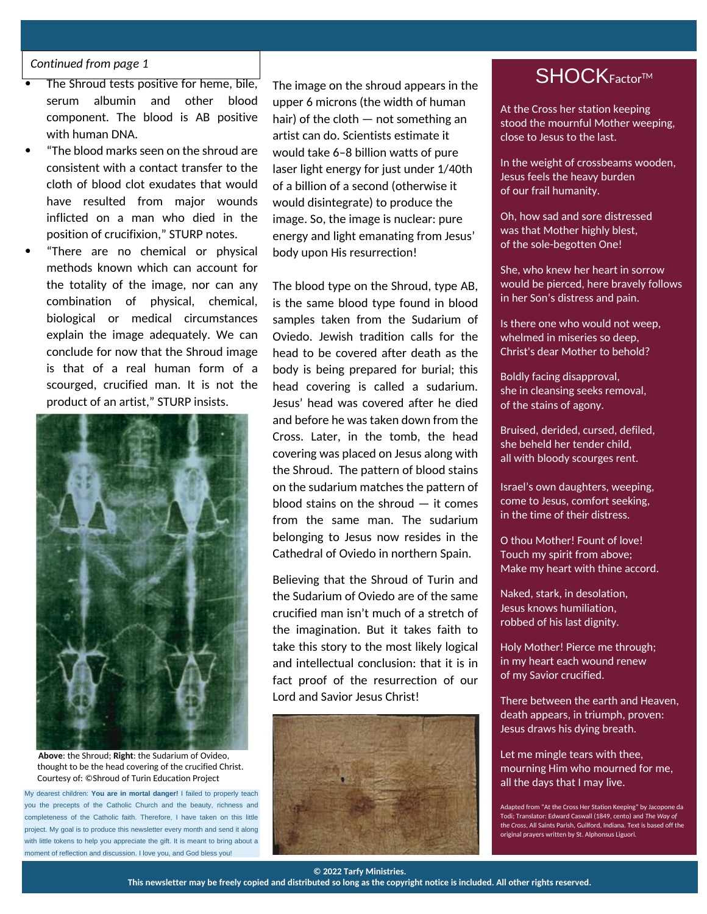*Continued from page 1*

- The Shroud tests positive for heme, bile, serum albumin and other blood component. The blood is AB positive with human DNA.
- "The blood marks seen on the shroud are consistent with a contact transfer to the cloth of blood clot exudates that would have resulted from major wounds inflicted on a man who died in the position of crucifixion," STURP notes.
- "There are no chemical or physical methods known which can account for the totality of the image, nor can any combination of physical, chemical, biological or medical circumstances explain the image adequately. We can conclude for now that the Shroud image is that of a real human form of a scourged, crucified man. It is not the product of an artist," STURP insists.

**Above**: the Shroud; **Right**: the Sudarium of Ovideo, thought to be the head covering of the crucified Christ. Courtesy of: ©Shroud of Turin Education Project

My dearest children: **You are in mortal danger!** I failed to properly teach you the precepts of the Catholic Church and the beauty, richness and completeness of the Catholic faith. Therefore, I have taken on this little project. My goal is to produce this newsletter every month and send it along with little tokens to help you appreciate the gift. It is meant to bring about a moment of reflection and discussion. I love you, and God bless you!

The image on the shroud appears in the upper 6 microns (the width of human hair) of the cloth — not something an artist can do. Scientists estimate it would take 6–8 billion watts of pure laser light energy for just under 1/40th of a billion of a second (otherwise it would disintegrate) to produce the image. So, the image is nuclear: pure energy and light emanating from Jesus' body upon His resurrection!

The blood type on the Shroud, type AB, is the same blood type found in blood samples taken from the Sudarium of Oviedo. Jewish tradition calls for the head to be covered after death as the body is being prepared for burial; this head covering is called a sudarium. Jesus' head was covered after he died and before he was taken down from the Cross. Later, in the tomb, the head covering was placed on Jesus along with the Shroud. The pattern of blood stains on the sudarium matches the pattern of blood stains on the shroud — it comes from the same man. The sudarium belonging to Jesus now resides in the Cathedral of Oviedo in northern Spain.

Believing that the Shroud of Turin and the Sudarium of Oviedo are of the same crucified man isn't much of a stretch of the imagination. But it takes faith to take this story to the most likely logical and intellectual conclusion: that it is in fact proof of the resurrection of our Lord and Savior Jesus Christ!

## SHOCKFactor™

At the Cross her station keeping
stood the mournful Mother weeping,
close to Jesus to the last.

In the weight of crossbeams wooden,
Jesus feels the heavy burden
of our frail humanity.

Oh, how sad and sore distressed
was that Mother highly blest,
of the sole-begotten One!

She, who knew her heart in sorrow
would be pierced, here bravely follows
in her Son's distress and pain.

Is there one who would not weep,
whelmed in miseries so deep,
Christ's dear Mother to behold?

Boldly facing disapproval,
she in cleansing seeks removal,
of the stains of agony.

Bruised, derided, cursed, defiled,
she beheld her tender child,
all with bloody scourges rent.

Israel's own daughters, weeping,
come to Jesus, comfort seeking,
in the time of their distress.

O thou Mother! Fount of love!
Touch my spirit from above;
Make my heart with thine accord.

Naked, stark, in desolation,
Jesus knows humiliation,
robbed of his last dignity.

Holy Mother! Pierce me through;
in my heart each wound renew
of my Savior crucified.

There between the earth and Heaven,
death appears, in triumph, proven:
Jesus draws his dying breath.

Let me mingle tears with thee,
mourning Him who mourned for me,
all the days that I may live.

Adapted from "At the Cross Her Station Keeping" by Jacopone da Todi; Translator: Edward Caswall (1849, cento) and *The Way of the Cross*, All Saints Parish, Guilford, Indiana. Text is based off the original prayers written by St. Alphonsus Liguori.

**© 2022 Tarfy Ministries.**
**This newsletter may be freely copied and distributed so long as the copyright notice is included. All other rights reserved.**